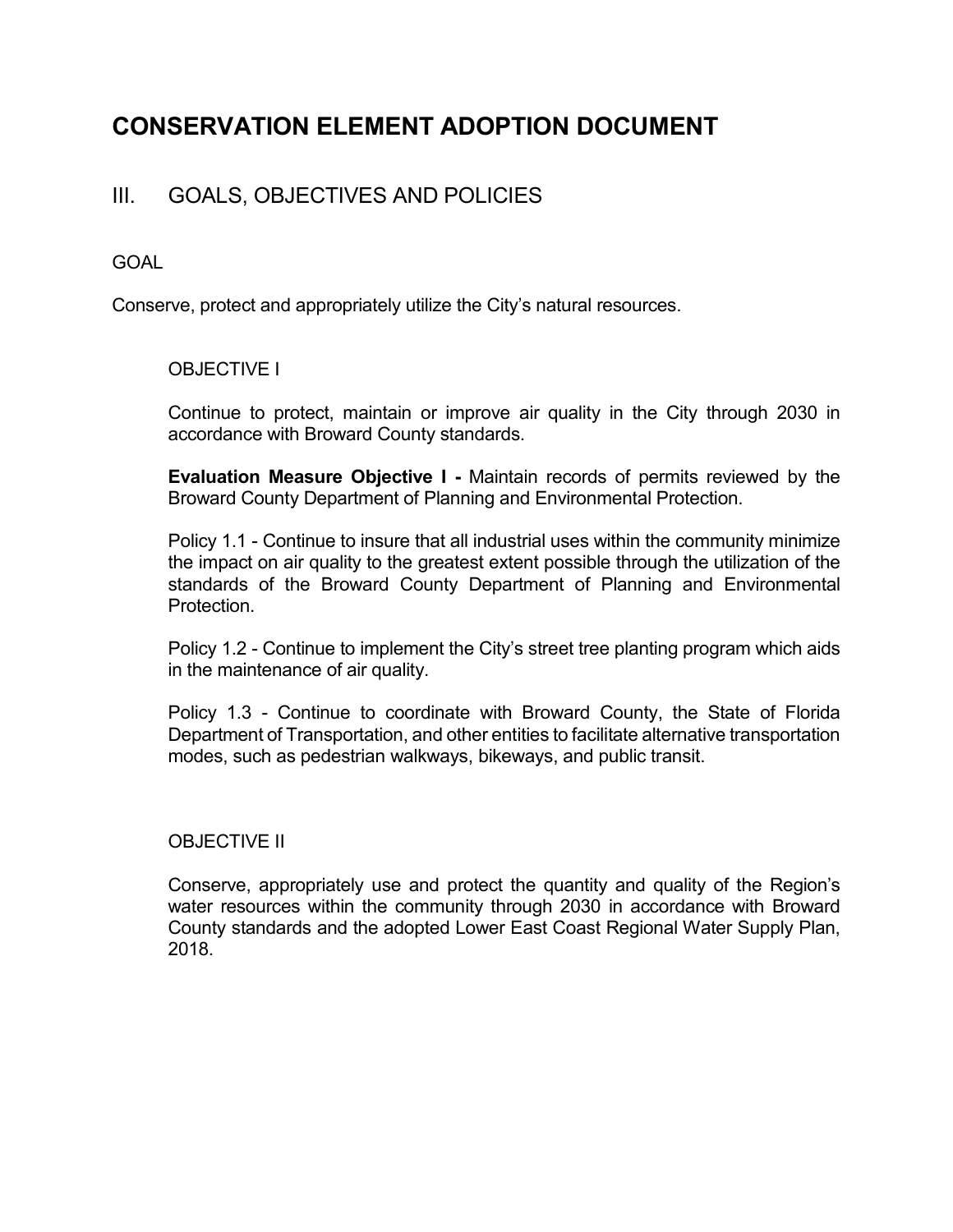# CONSERVATION ELEMENT ADOPTION DOCUMENT

## III. GOALS, OBJECTIVES AND POLICIES

GOAL

Conserve, protect and appropriately utilize the City's natural resources.

OBJECTIVE I

Continue to protect, maintain or improve air quality in the City through 2030 in accordance with Broward County standards.

**Evaluation Measure Objective I -** Maintain records of permits reviewed by the Broward County Department of Planning and Environmental Protection.

Policy 1.1 - Continue to insure that all industrial uses within the community minimize the impact on air quality to the greatest extent possible through the utilization of the standards of the Broward County Department of Planning and Environmental Protection.

Policy 1.2 - Continue to implement the City's street tree planting program which aids in the maintenance of air quality.

Policy 1.3 - Continue to coordinate with Broward County, the State of Florida Department of Transportation, and other entities to facilitate alternative transportation modes, such as pedestrian walkways, bikeways, and public transit.

OBJECTIVE II

Conserve, appropriately use and protect the quantity and quality of the Region's water resources within the community through 2030 in accordance with Broward County standards and the adopted Lower East Coast Regional Water Supply Plan, 2018.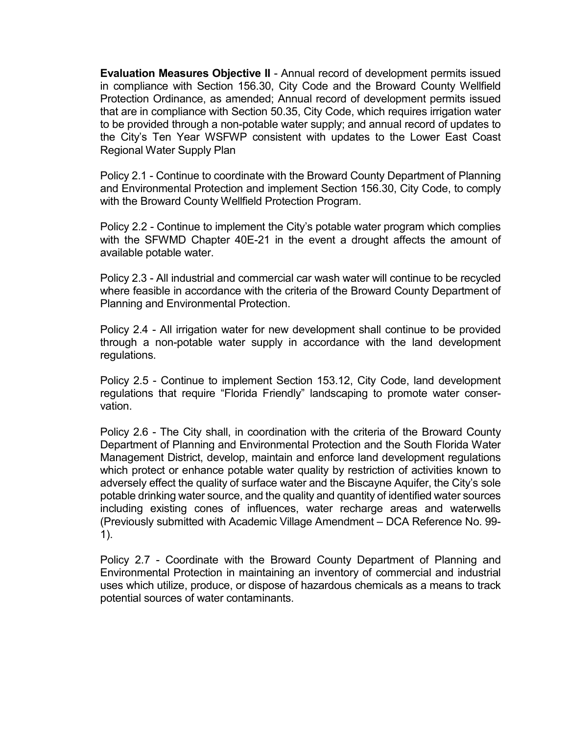**Evaluation Measures Objective II** - Annual record of development permits issued in compliance with Section 156.30, City Code and the Broward County Wellfield Protection Ordinance, as amended; Annual record of development permits issued that are in compliance with Section 50.35, City Code, which requires irrigation water to be provided through a non-potable water supply; and annual record of updates to the City's Ten Year WSFWP consistent with updates to the Lower East Coast Regional Water Supply Plan

Policy 2.1 - Continue to coordinate with the Broward County Department of Planning and Environmental Protection and implement Section 156.30, City Code, to comply with the Broward County Wellfield Protection Program.

Policy 2.2 - Continue to implement the City's potable water program which complies with the SFWMD Chapter 40E-21 in the event a drought affects the amount of available potable water.

Policy 2.3 - All industrial and commercial car wash water will continue to be recycled where feasible in accordance with the criteria of the Broward County Department of Planning and Environmental Protection.

Policy 2.4 - All irrigation water for new development shall continue to be provided through a non-potable water supply in accordance with the land development regulations.

Policy 2.5 - Continue to implement Section 153.12, City Code, land development regulations that require "Florida Friendly" landscaping to promote water conservation.

Policy 2.6 - The City shall, in coordination with the criteria of the Broward County Department of Planning and Environmental Protection and the South Florida Water Management District, develop, maintain and enforce land development regulations which protect or enhance potable water quality by restriction of activities known to adversely effect the quality of surface water and the Biscayne Aquifer, the City's sole potable drinking water source, and the quality and quantity of identified water sources including existing cones of influences, water recharge areas and waterwells (Previously submitted with Academic Village Amendment – DCA Reference No. 99-1).

Policy 2.7 - Coordinate with the Broward County Department of Planning and Environmental Protection in maintaining an inventory of commercial and industrial uses which utilize, produce, or dispose of hazardous chemicals as a means to track potential sources of water contaminants.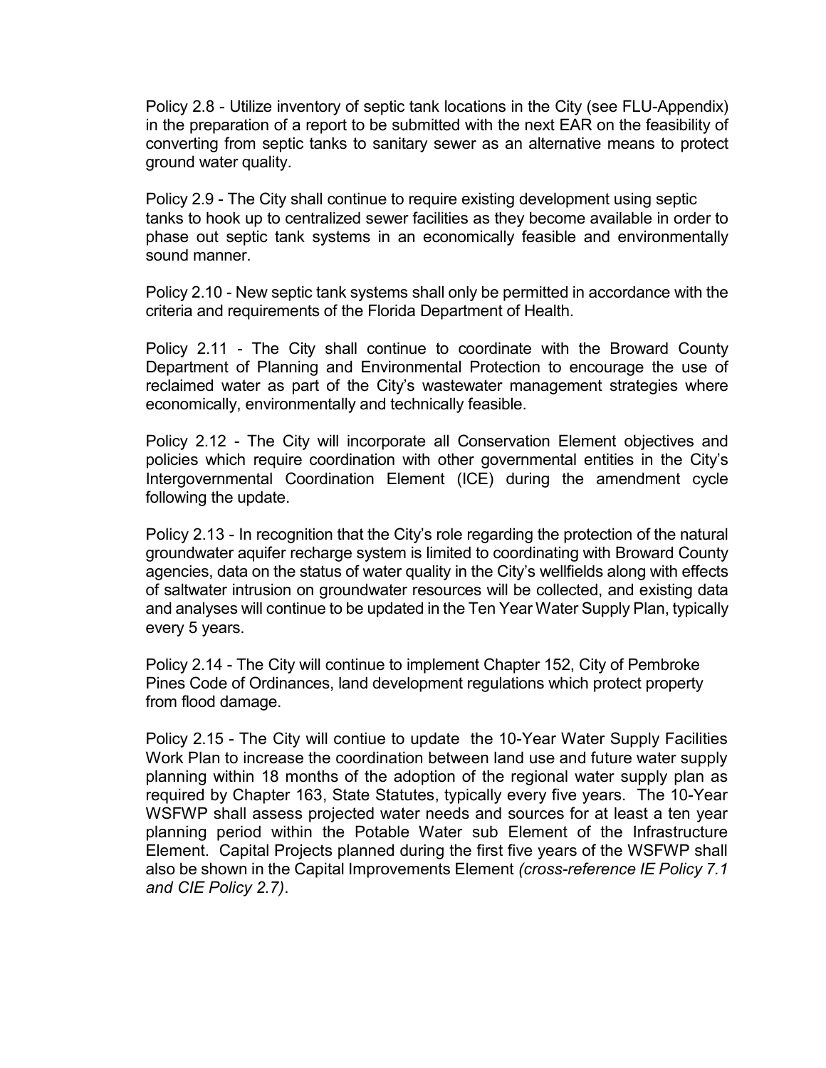Policy 2.8 - Utilize inventory of septic tank locations in the City (see FLU-Appendix) in the preparation of a report to be submitted with the next EAR on the feasibility of converting from septic tanks to sanitary sewer as an alternative means to protect ground water quality.

Policy 2.9 - The City shall continue to require existing development using septic tanks to hook up to centralized sewer facilities as they become available in order to phase out septic tank systems in an economically feasible and environmentally sound manner.

Policy 2.10 - New septic tank systems shall only be permitted in accordance with the criteria and requirements of the Florida Department of Health.

Policy 2.11 - The City shall continue to coordinate with the Broward County Department of Planning and Environmental Protection to encourage the use of reclaimed water as part of the City's wastewater management strategies where economically, environmentally and technically feasible.

Policy 2.12 - The City will incorporate all Conservation Element objectives and policies which require coordination with other governmental entities in the City's Intergovernmental Coordination Element (ICE) during the amendment cycle following the update.

Policy 2.13 - In recognition that the City's role regarding the protection of the natural groundwater aquifer recharge system is limited to coordinating with Broward County agencies, data on the status of water quality in the City's wellfields along with effects of saltwater intrusion on groundwater resources will be collected, and existing data and analyses will continue to be updated in the Ten Year Water Supply Plan, typically every 5 years.

Policy 2.14 - The City will continue to implement Chapter 152, City of Pembroke Pines Code of Ordinances, land development regulations which protect property from flood damage.

Policy 2.15 - The City will contiue to update the 10-Year Water Supply Facilities Work Plan to increase the coordination between land use and future water supply planning within 18 months of the adoption of the regional water supply plan as required by Chapter 163, State Statutes, typically every five years. The 10-Year WSFWP shall assess projected water needs and sources for at least a ten year planning period within the Potable Water sub Element of the Infrastructure Element. Capital Projects planned during the first five years of the WSFWP shall also be shown in the Capital Improvements Element *(cross-reference IE Policy 7.1 and CIE Policy 2.7)*.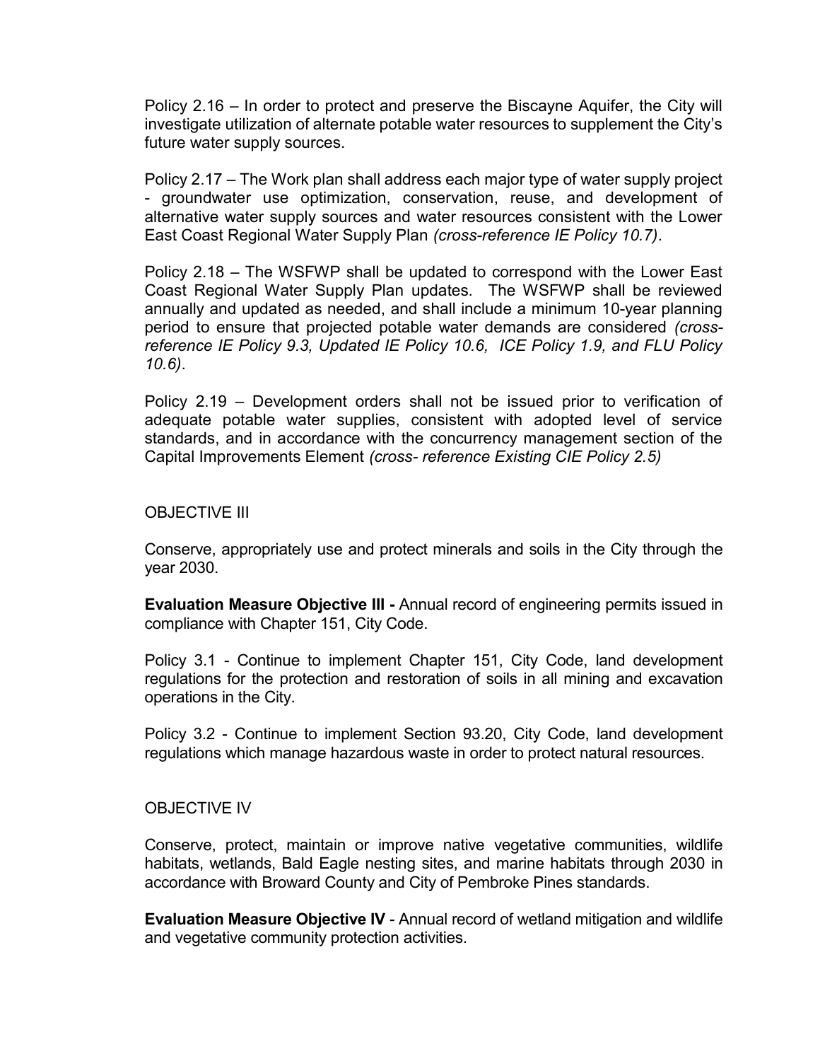Policy 2.16 – In order to protect and preserve the Biscayne Aquifer, the City will investigate utilization of alternate potable water resources to supplement the City's future water supply sources.

Policy 2.17 – The Work plan shall address each major type of water supply project - groundwater use optimization, conservation, reuse, and development of alternative water supply sources and water resources consistent with the Lower East Coast Regional Water Supply Plan *(cross-reference IE Policy 10.7)*.

Policy 2.18 – The WSFWP shall be updated to correspond with the Lower East Coast Regional Water Supply Plan updates. The WSFWP shall be reviewed annually and updated as needed, and shall include a minimum 10-year planning period to ensure that projected potable water demands are considered *(cross-reference IE Policy 9.3, Updated IE Policy 10.6, ICE Policy 1.9, and FLU Policy 10.6)*.

Policy 2.19 – Development orders shall not be issued prior to verification of adequate potable water supplies, consistent with adopted level of service standards, and in accordance with the concurrency management section of the Capital Improvements Element *(cross- reference Existing CIE Policy 2.5)*

OBJECTIVE III

Conserve, appropriately use and protect minerals and soils in the City through the year 2030.

**Evaluation Measure Objective III -** Annual record of engineering permits issued in compliance with Chapter 151, City Code.

Policy 3.1 - Continue to implement Chapter 151, City Code, land development regulations for the protection and restoration of soils in all mining and excavation operations in the City.

Policy 3.2 - Continue to implement Section 93.20, City Code, land development regulations which manage hazardous waste in order to protect natural resources.

OBJECTIVE IV

Conserve, protect, maintain or improve native vegetative communities, wildlife habitats, wetlands, Bald Eagle nesting sites, and marine habitats through 2030 in accordance with Broward County and City of Pembroke Pines standards.

**Evaluation Measure Objective IV** - Annual record of wetland mitigation and wildlife and vegetative community protection activities.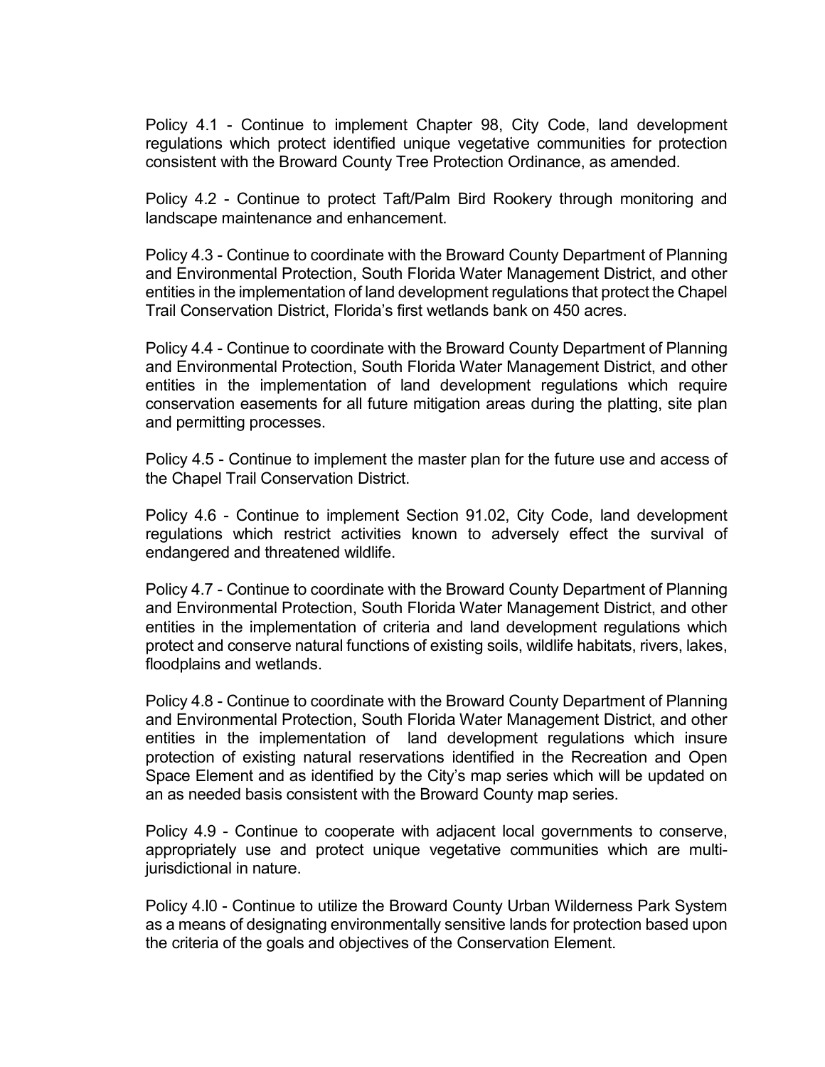Policy 4.1 - Continue to implement Chapter 98, City Code, land development regulations which protect identified unique vegetative communities for protection consistent with the Broward County Tree Protection Ordinance, as amended.

Policy 4.2 - Continue to protect Taft/Palm Bird Rookery through monitoring and landscape maintenance and enhancement.

Policy 4.3 - Continue to coordinate with the Broward County Department of Planning and Environmental Protection, South Florida Water Management District, and other entities in the implementation of land development regulations that protect the Chapel Trail Conservation District, Florida's first wetlands bank on 450 acres.

Policy 4.4 - Continue to coordinate with the Broward County Department of Planning and Environmental Protection, South Florida Water Management District, and other entities in the implementation of land development regulations which require conservation easements for all future mitigation areas during the platting, site plan and permitting processes.

Policy 4.5 - Continue to implement the master plan for the future use and access of the Chapel Trail Conservation District.

Policy 4.6 - Continue to implement Section 91.02, City Code, land development regulations which restrict activities known to adversely effect the survival of endangered and threatened wildlife.

Policy 4.7 - Continue to coordinate with the Broward County Department of Planning and Environmental Protection, South Florida Water Management District, and other entities in the implementation of criteria and land development regulations which protect and conserve natural functions of existing soils, wildlife habitats, rivers, lakes, floodplains and wetlands.

Policy 4.8 - Continue to coordinate with the Broward County Department of Planning and Environmental Protection, South Florida Water Management District, and other entities in the implementation of land development regulations which insure protection of existing natural reservations identified in the Recreation and Open Space Element and as identified by the City's map series which will be updated on an as needed basis consistent with the Broward County map series.

Policy 4.9 - Continue to cooperate with adjacent local governments to conserve, appropriately use and protect unique vegetative communities which are multi-jurisdictional in nature.

Policy 4.l0 - Continue to utilize the Broward County Urban Wilderness Park System as a means of designating environmentally sensitive lands for protection based upon the criteria of the goals and objectives of the Conservation Element.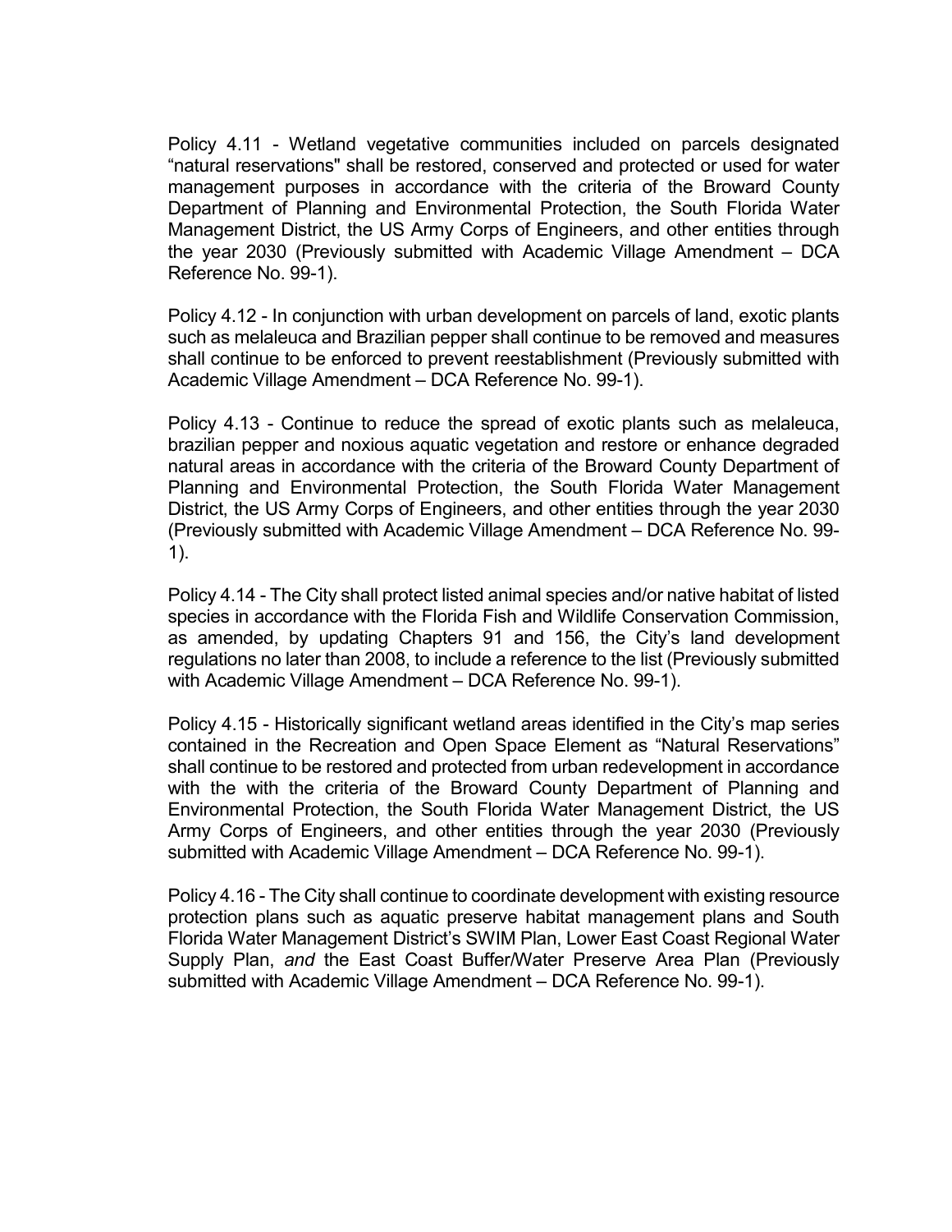Policy 4.11 - Wetland vegetative communities included on parcels designated “natural reservations" shall be restored, conserved and protected or used for water management purposes in accordance with the criteria of the Broward County Department of Planning and Environmental Protection, the South Florida Water Management District, the US Army Corps of Engineers, and other entities through the year 2030 (Previously submitted with Academic Village Amendment – DCA Reference No. 99-1).

Policy 4.12 - In conjunction with urban development on parcels of land, exotic plants such as melaleuca and Brazilian pepper shall continue to be removed and measures shall continue to be enforced to prevent reestablishment (Previously submitted with Academic Village Amendment – DCA Reference No. 99-1).

Policy 4.13 - Continue to reduce the spread of exotic plants such as melaleuca, brazilian pepper and noxious aquatic vegetation and restore or enhance degraded natural areas in accordance with the criteria of the Broward County Department of Planning and Environmental Protection, the South Florida Water Management District, the US Army Corps of Engineers, and other entities through the year 2030 (Previously submitted with Academic Village Amendment – DCA Reference No. 99-1).

Policy 4.14 - The City shall protect listed animal species and/or native habitat of listed species in accordance with the Florida Fish and Wildlife Conservation Commission, as amended, by updating Chapters 91 and 156, the City’s land development regulations no later than 2008, to include a reference to the list (Previously submitted with Academic Village Amendment – DCA Reference No. 99-1).

Policy 4.15 - Historically significant wetland areas identified in the City’s map series contained in the Recreation and Open Space Element as “Natural Reservations” shall continue to be restored and protected from urban redevelopment in accordance with the with the criteria of the Broward County Department of Planning and Environmental Protection, the South Florida Water Management District, the US Army Corps of Engineers, and other entities through the year 2030 (Previously submitted with Academic Village Amendment – DCA Reference No. 99-1).

Policy 4.16 - The City shall continue to coordinate development with existing resource protection plans such as aquatic preserve habitat management plans and South Florida Water Management District’s SWIM Plan, Lower East Coast Regional Water Supply Plan, *and* the East Coast Buffer/Water Preserve Area Plan (Previously submitted with Academic Village Amendment – DCA Reference No. 99-1).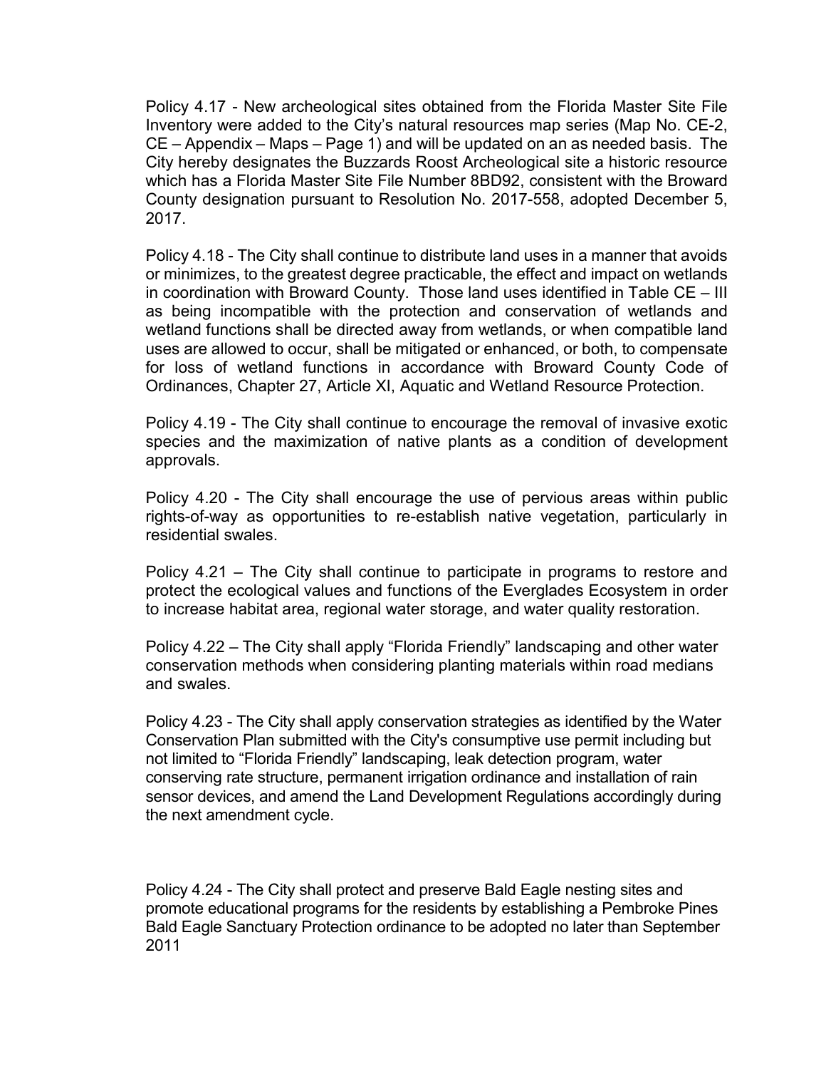Policy 4.17 - New archeological sites obtained from the Florida Master Site File Inventory were added to the City's natural resources map series (Map No. CE-2, CE – Appendix – Maps – Page 1) and will be updated on an as needed basis. The City hereby designates the Buzzards Roost Archeological site a historic resource which has a Florida Master Site File Number 8BD92, consistent with the Broward County designation pursuant to Resolution No. 2017-558, adopted December 5, 2017.

Policy 4.18 - The City shall continue to distribute land uses in a manner that avoids or minimizes, to the greatest degree practicable, the effect and impact on wetlands in coordination with Broward County. Those land uses identified in Table CE – III as being incompatible with the protection and conservation of wetlands and wetland functions shall be directed away from wetlands, or when compatible land uses are allowed to occur, shall be mitigated or enhanced, or both, to compensate for loss of wetland functions in accordance with Broward County Code of Ordinances, Chapter 27, Article XI, Aquatic and Wetland Resource Protection.

Policy 4.19 - The City shall continue to encourage the removal of invasive exotic species and the maximization of native plants as a condition of development approvals.

Policy 4.20 - The City shall encourage the use of pervious areas within public rights-of-way as opportunities to re-establish native vegetation, particularly in residential swales.

Policy 4.21 – The City shall continue to participate in programs to restore and protect the ecological values and functions of the Everglades Ecosystem in order to increase habitat area, regional water storage, and water quality restoration.

Policy 4.22 – The City shall apply "Florida Friendly" landscaping and other water conservation methods when considering planting materials within road medians and swales.

Policy 4.23 - The City shall apply conservation strategies as identified by the Water Conservation Plan submitted with the City's consumptive use permit including but not limited to "Florida Friendly" landscaping, leak detection program, water conserving rate structure, permanent irrigation ordinance and installation of rain sensor devices, and amend the Land Development Regulations accordingly during the next amendment cycle.

Policy 4.24 - The City shall protect and preserve Bald Eagle nesting sites and promote educational programs for the residents by establishing a Pembroke Pines Bald Eagle Sanctuary Protection ordinance to be adopted no later than September 2011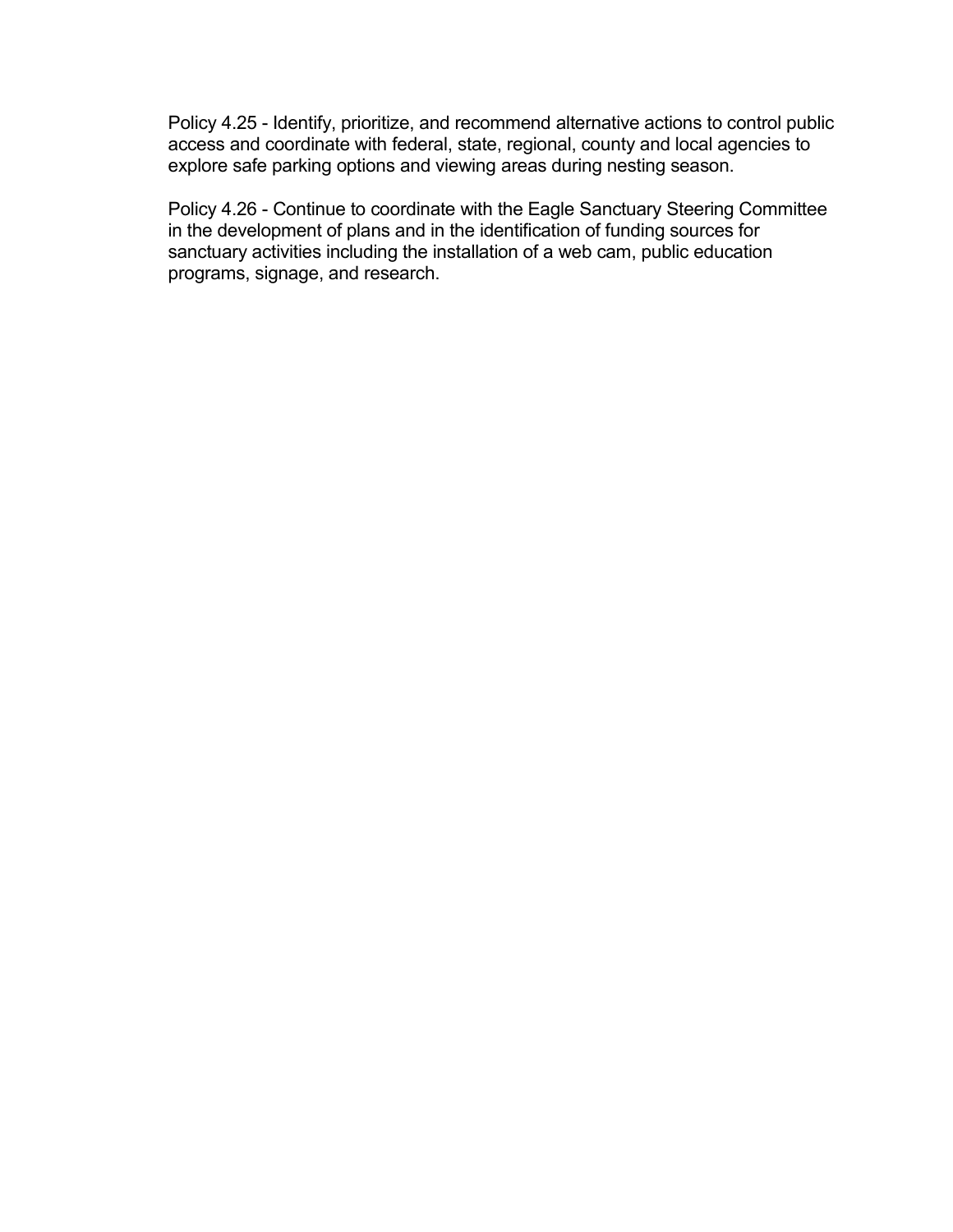Policy 4.25 - Identify, prioritize, and recommend alternative actions to control public access and coordinate with federal, state, regional, county and local agencies to explore safe parking options and viewing areas during nesting season.

Policy 4.26 - Continue to coordinate with the Eagle Sanctuary Steering Committee in the development of plans and in the identification of funding sources for sanctuary activities including the installation of a web cam, public education programs, signage, and research.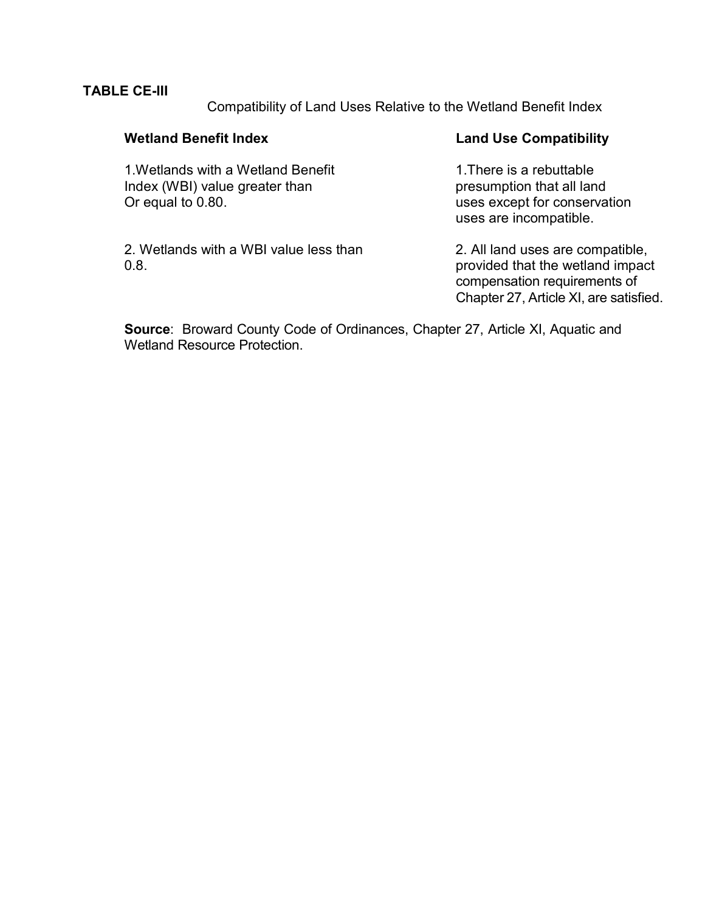**TABLE CE-III**

Compatibility of Land Uses Relative to the Wetland Benefit Index

| Wetland Benefit Index | Land Use Compatibility |
|---|---|
| 1.Wetlands with a Wetland Benefit Index (WBI) value greater than Or equal to 0.80. | 1.There is a rebuttable presumption that all land uses except for conservation uses are incompatible. |
| 2. Wetlands with a WBI value less than 0.8. | 2. All land uses are compatible, provided that the wetland impact compensation requirements of Chapter 27, Article XI, are satisfied. |

**Source**: Broward County Code of Ordinances, Chapter 27, Article XI, Aquatic and Wetland Resource Protection.